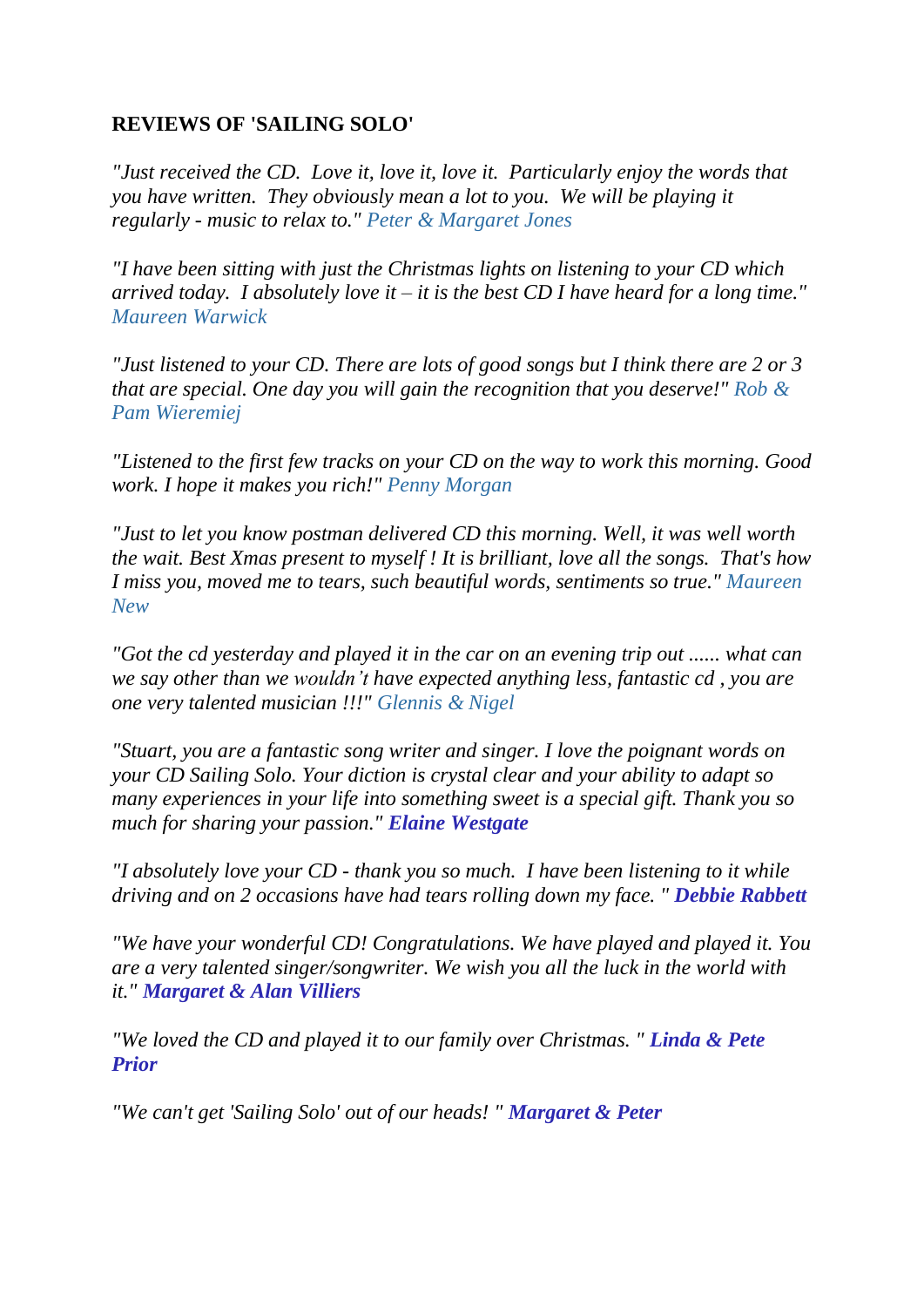**REVIEWS OF 'SAILING SOLO'**

*"Just received the CD. Love it, love it, love it. Particularly enjoy the words that you have written. They obviously mean a lot to you. We will be playing it regularly - music to relax to."* *Peter & Margaret Jones*

*"I have been sitting with just the Christmas lights on listening to your CD which arrived today. I absolutely love it – it is the best CD I have heard for a long time."* *Maureen Warwick*

*"Just listened to your CD. There are lots of good songs but I think there are 2 or 3 that are special. One day you will gain the recognition that you deserve!"* *Rob & Pam Wieremiej*

*"Listened to the first few tracks on your CD on the way to work this morning. Good work. I hope it makes you rich!"* *Penny Morgan*

*"Just to let you know postman delivered CD this morning. Well, it was well worth the wait. Best Xmas present to myself ! It is brilliant, love all the songs. That's how I miss you, moved me to tears, such beautiful words, sentiments so true."* *Maureen New*

*"Got the cd yesterday and played it in the car on an evening trip out ...... what can we say other than we wouldn't have expected anything less, fantastic cd , you are one very talented musician !!!"* *Glennis & Nigel*

*"Stuart, you are a fantastic song writer and singer. I love the poignant words on your CD Sailing Solo. Your diction is crystal clear and your ability to adapt so many experiences in your life into something sweet is a special gift. Thank you so much for sharing your passion."* ***Elaine Westgate***

*"I absolutely love your CD - thank you so much. I have been listening to it while driving and on 2 occasions have had tears rolling down my face. "* ***Debbie Rabbett***

*"We have your wonderful CD! Congratulations. We have played and played it. You are a very talented singer/songwriter. We wish you all the luck in the world with it."* ***Margaret & Alan Villiers***

*"We loved the CD and played it to our family over Christmas. "* ***Linda & Pete Prior***

*"We can't get 'Sailing Solo' out of our heads! "* ***Margaret & Peter***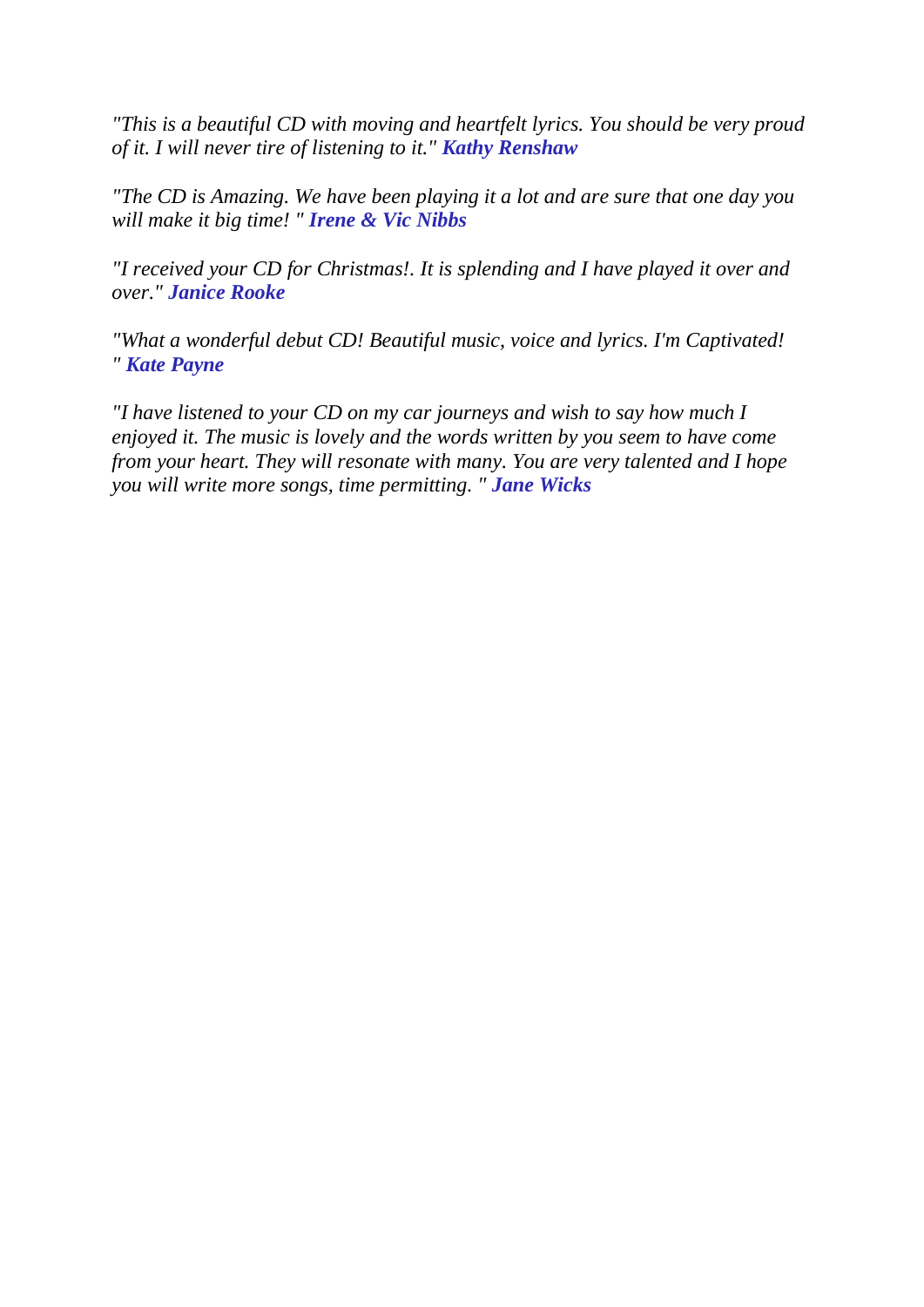*"This is a beautiful CD with moving and heartfelt lyrics. You should be very proud of it. I will never tire of listening to it."* ***Kathy Renshaw***

*"The CD is Amazing. We have been playing it a lot and are sure that one day you will make it big time! "* ***Irene & Vic Nibbs***

*"I received your CD for Christmas!. It is splending and I have played it over and over."* ***Janice Rooke***

*"What a wonderful debut CD! Beautiful music, voice and lyrics. I'm Captivated! "* ***Kate Payne***

*"I have listened to your CD on my car journeys and wish to say how much I enjoyed it. The music is lovely and the words written by you seem to have come from your heart. They will resonate with many. You are very talented and I hope you will write more songs, time permitting. "* ***Jane Wicks***